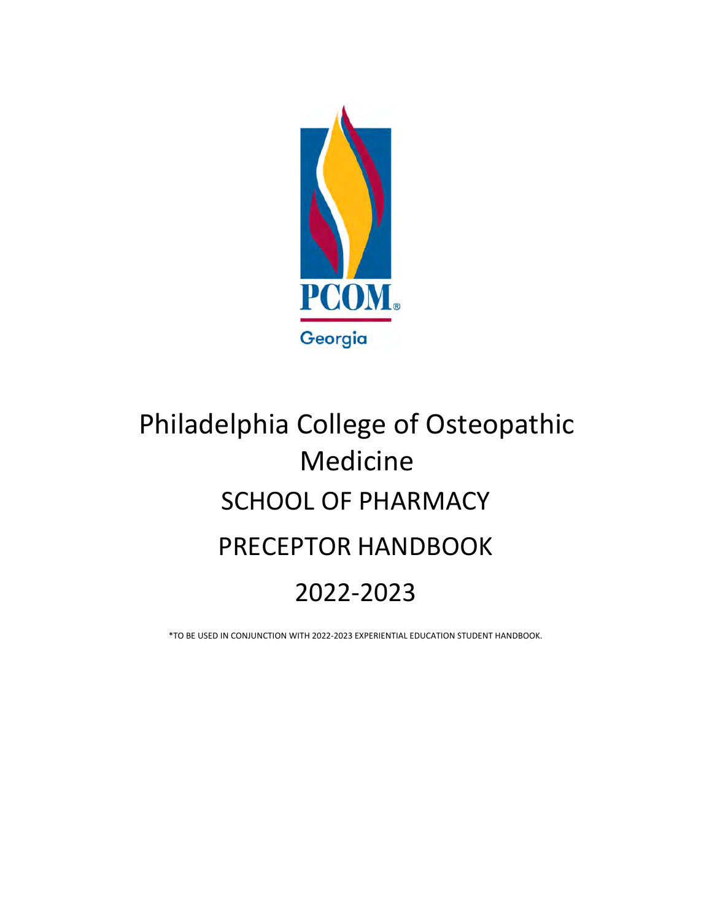PCOM®

Georgia

# Philadelphia College of Osteopathic Medicine

# SCHOOL OF PHARMACY

# PRECEPTOR HANDBOOK

# 2022-2023

*TO BE USED IN CONJUNCTION WITH 2022-2023 EXPERIENTIAL EDUCATION STUDENT HANDBOOK.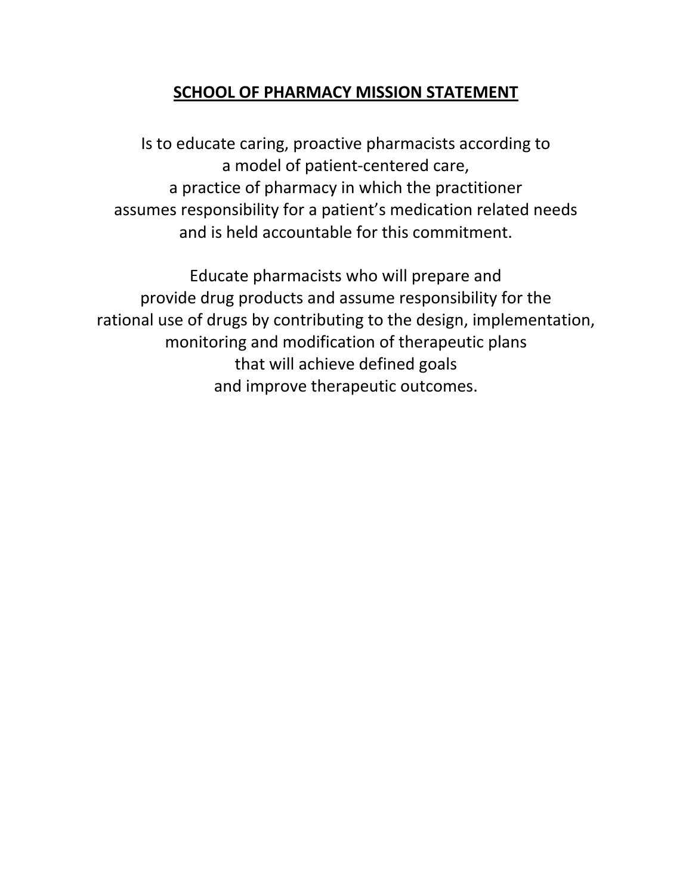# SCHOOL OF PHARMACY MISSION STATEMENT

Is to educate caring, proactive pharmacists according to a model of patient-centered care, a practice of pharmacy in which the practitioner assumes responsibility for a patient's medication related needs and is held accountable for this commitment.

Educate pharmacists who will prepare and provide drug products and assume responsibility for the rational use of drugs by contributing to the design, implementation, monitoring and modification of therapeutic plans that will achieve defined goals and improve therapeutic outcomes.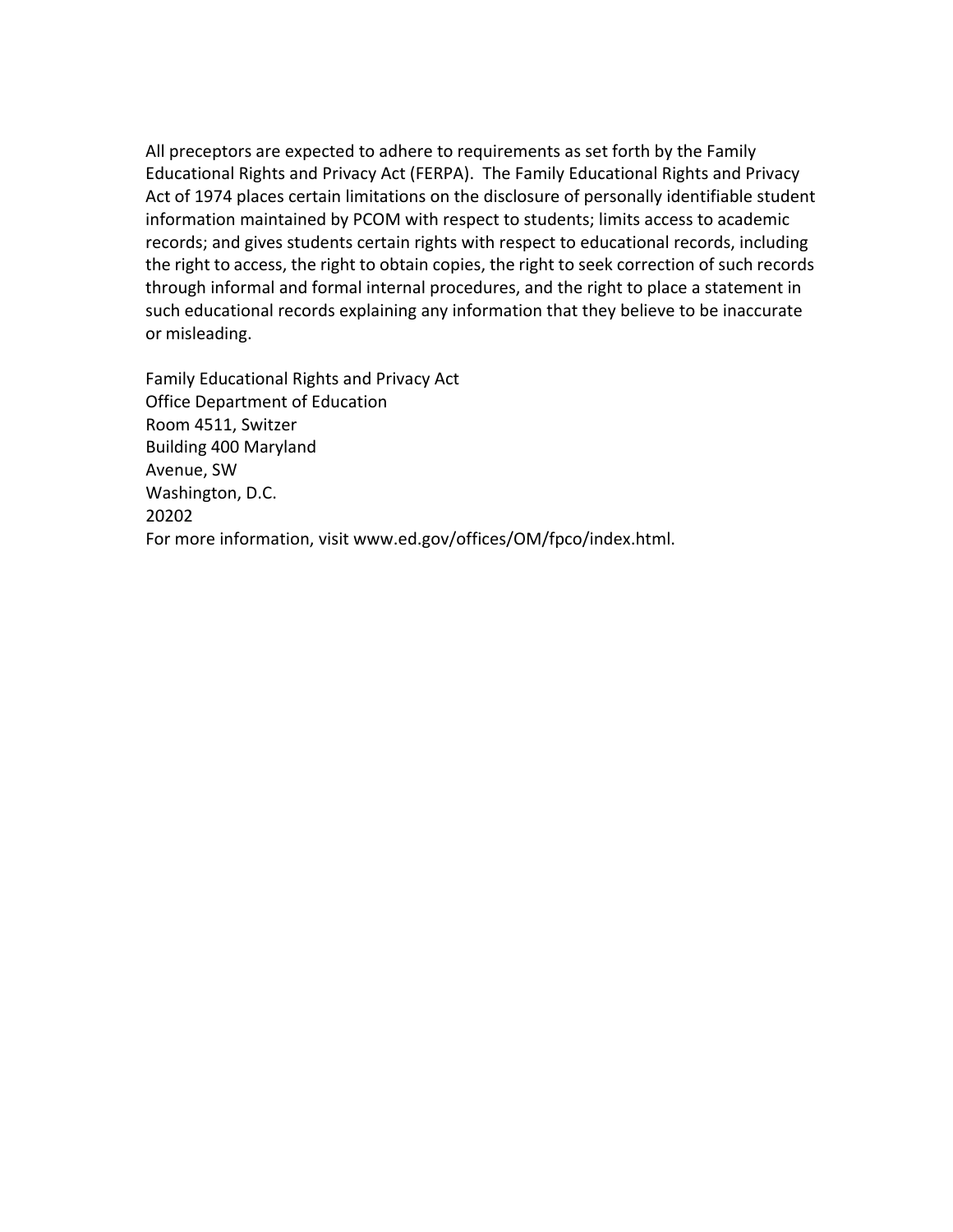All preceptors are expected to adhere to requirements as set forth by the Family Educational Rights and Privacy Act (FERPA). The Family Educational Rights and Privacy Act of 1974 places certain limitations on the disclosure of personally identifiable student information maintained by PCOM with respect to students; limits access to academic records; and gives students certain rights with respect to educational records, including the right to access, the right to obtain copies, the right to seek correction of such records through informal and formal internal procedures, and the right to place a statement in such educational records explaining any information that they believe to be inaccurate or misleading.

Family Educational Rights and Privacy Act  
Office Department of Education  
Room 4511, Switzer  
Building 400 Maryland  
Avenue, SW  
Washington, D.C.  
20202  
For more information, visit www.ed.gov/offices/OM/fpco/index.html.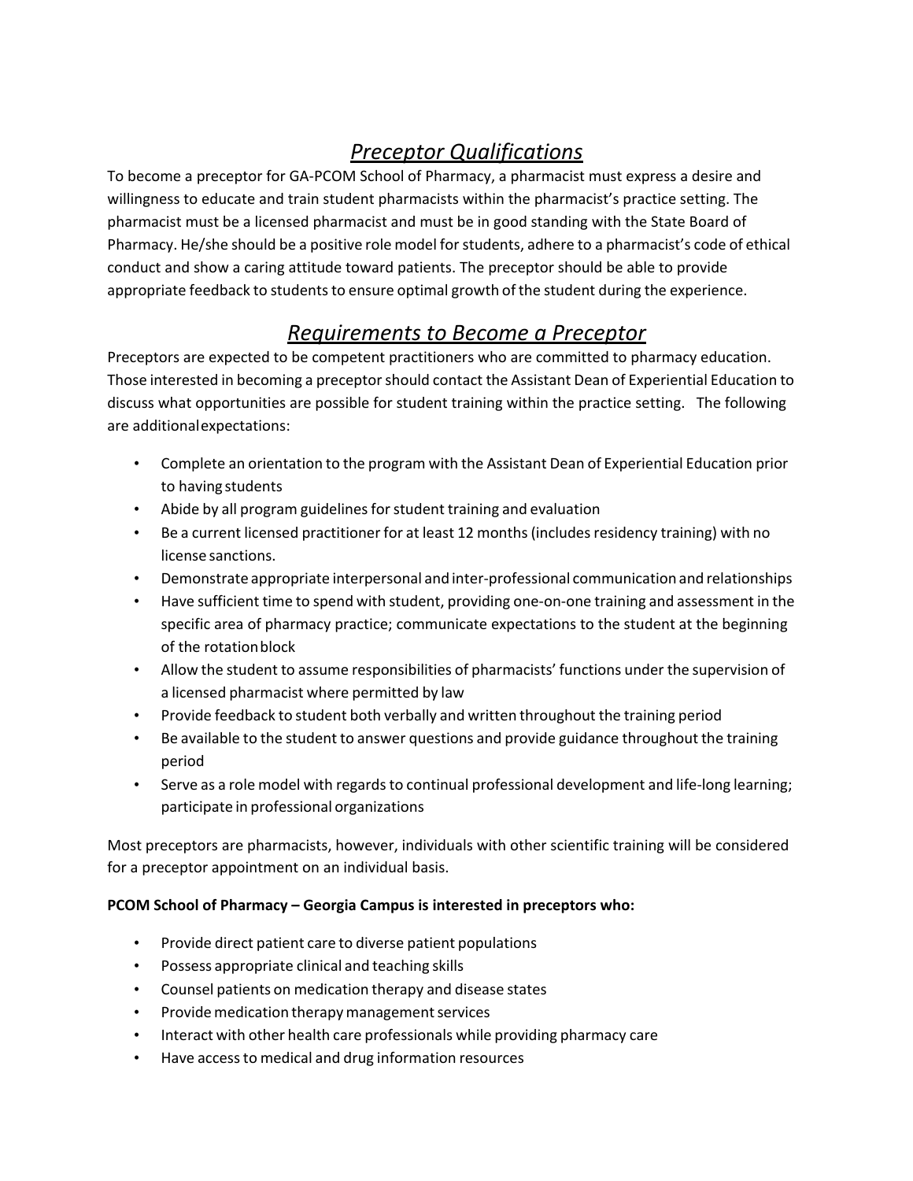## *Preceptor Qualifications*

To become a preceptor for GA-PCOM School of Pharmacy, a pharmacist must express a desire and willingness to educate and train student pharmacists within the pharmacist's practice setting. The pharmacist must be a licensed pharmacist and must be in good standing with the State Board of Pharmacy. He/she should be a positive role model for students, adhere to a pharmacist's code of ethical conduct and show a caring attitude toward patients. The preceptor should be able to provide appropriate feedback to students to ensure optimal growth of the student during the experience.

## *Requirements to Become a Preceptor*

Preceptors are expected to be competent practitioners who are committed to pharmacy education. Those interested in becoming a preceptor should contact the Assistant Dean of Experiential Education to discuss what opportunities are possible for student training within the practice setting. The following are additional expectations:

- Complete an orientation to the program with the Assistant Dean of Experiential Education prior to having students
- Abide by all program guidelines for student training and evaluation
- Be a current licensed practitioner for at least 12 months (includes residency training) with no license sanctions.
- Demonstrate appropriate interpersonal and inter-professional communication and relationships
- Have sufficient time to spend with student, providing one-on-one training and assessment in the specific area of pharmacy practice; communicate expectations to the student at the beginning of the rotation block
- Allow the student to assume responsibilities of pharmacists' functions under the supervision of a licensed pharmacist where permitted by law
- Provide feedback to student both verbally and written throughout the training period
- Be available to the student to answer questions and provide guidance throughout the training period
- Serve as a role model with regards to continual professional development and life-long learning; participate in professional organizations

Most preceptors are pharmacists, however, individuals with other scientific training will be considered for a preceptor appointment on an individual basis.

**PCOM School of Pharmacy – Georgia Campus is interested in preceptors who:**

- Provide direct patient care to diverse patient populations
- Possess appropriate clinical and teaching skills
- Counsel patients on medication therapy and disease states
- Provide medication therapy management services
- Interact with other health care professionals while providing pharmacy care
- Have access to medical and drug information resources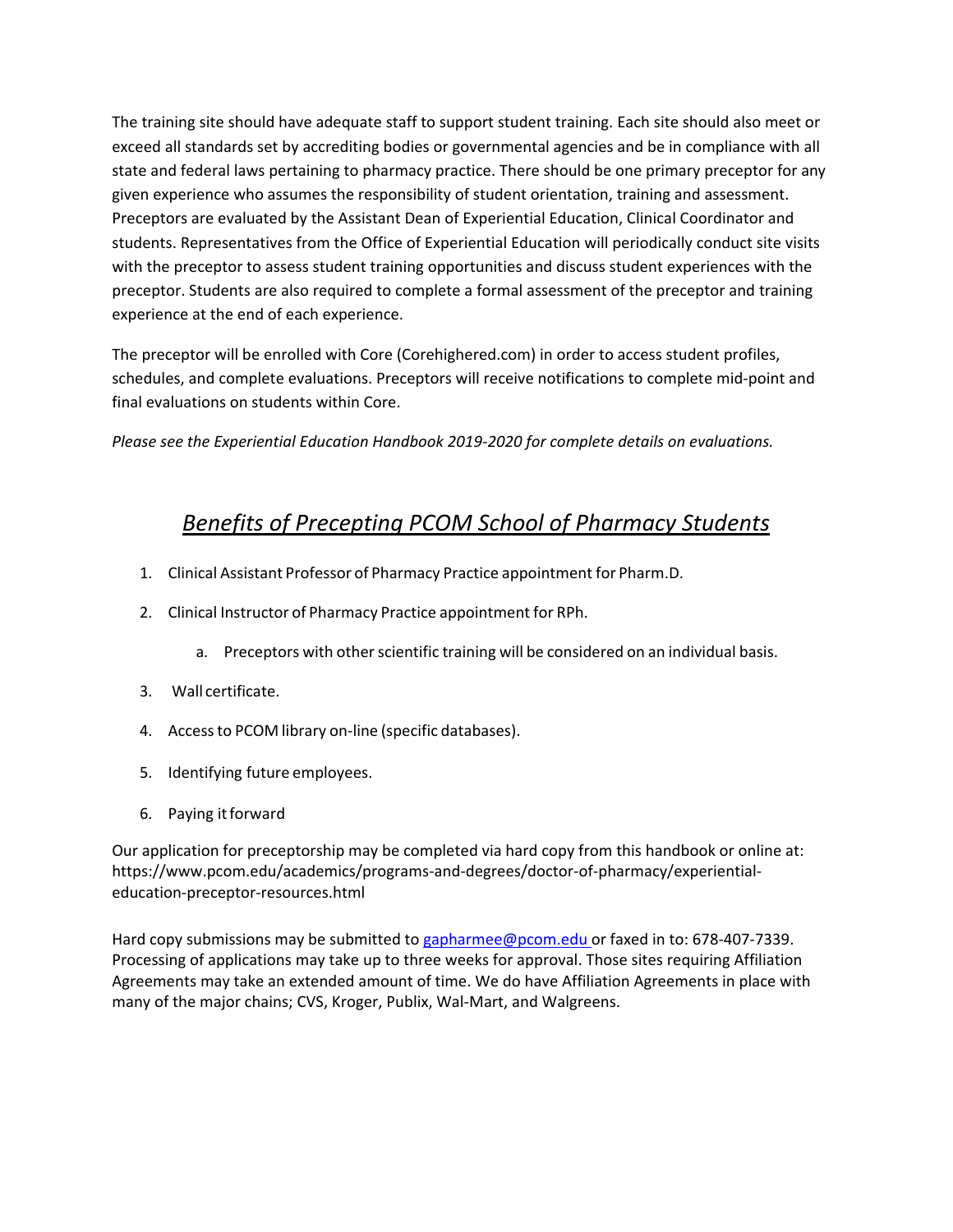The training site should have adequate staff to support student training. Each site should also meet or exceed all standards set by accrediting bodies or governmental agencies and be in compliance with all state and federal laws pertaining to pharmacy practice. There should be one primary preceptor for any given experience who assumes the responsibility of student orientation, training and assessment. Preceptors are evaluated by the Assistant Dean of Experiential Education, Clinical Coordinator and students. Representatives from the Office of Experiential Education will periodically conduct site visits with the preceptor to assess student training opportunities and discuss student experiences with the preceptor. Students are also required to complete a formal assessment of the preceptor and training experience at the end of each experience.

The preceptor will be enrolled with Core (Corehighered.com) in order to access student profiles, schedules, and complete evaluations. Preceptors will receive notifications to complete mid-point and final evaluations on students within Core.

*Please see the Experiential Education Handbook 2019-2020 for complete details on evaluations.*

## *Benefits of Precepting PCOM School of Pharmacy Students*

1. Clinical Assistant Professor of Pharmacy Practice appointment for Pharm.D.
2. Clinical Instructor of Pharmacy Practice appointment for RPh.
    a. Preceptors with other scientific training will be considered on an individual basis.
3. Wall certificate.
4. Access to PCOM library on-line (specific databases).
5. Identifying future employees.
6. Paying it forward

Our application for preceptorship may be completed via hard copy from this handbook or online at: https://www.pcom.edu/academics/programs-and-degrees/doctor-of-pharmacy/experiential-education-preceptor-resources.html

Hard copy submissions may be submitted to gapharmee@pcom.edu or faxed in to: 678-407-7339. Processing of applications may take up to three weeks for approval. Those sites requiring Affiliation Agreements may take an extended amount of time. We do have Affiliation Agreements in place with many of the major chains; CVS, Kroger, Publix, Wal-Mart, and Walgreens.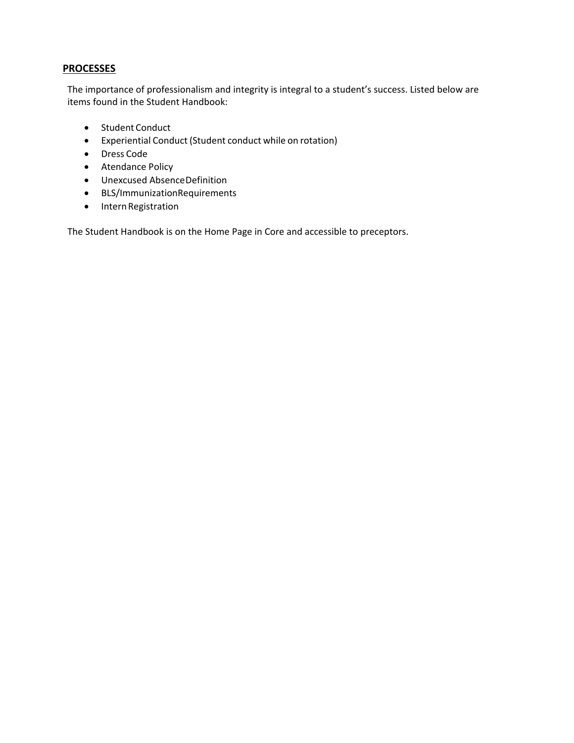## PROCESSES

The importance of professionalism and integrity is integral to a student's success. Listed below are items found in the Student Handbook:

- Student Conduct
- Experiential Conduct (Student conduct while on rotation)
- Dress Code
- Atendance Policy
- Unexcused Absence Definition
- BLS/Immunization Requirements
- Intern Registration

The Student Handbook is on the Home Page in Core and accessible to preceptors.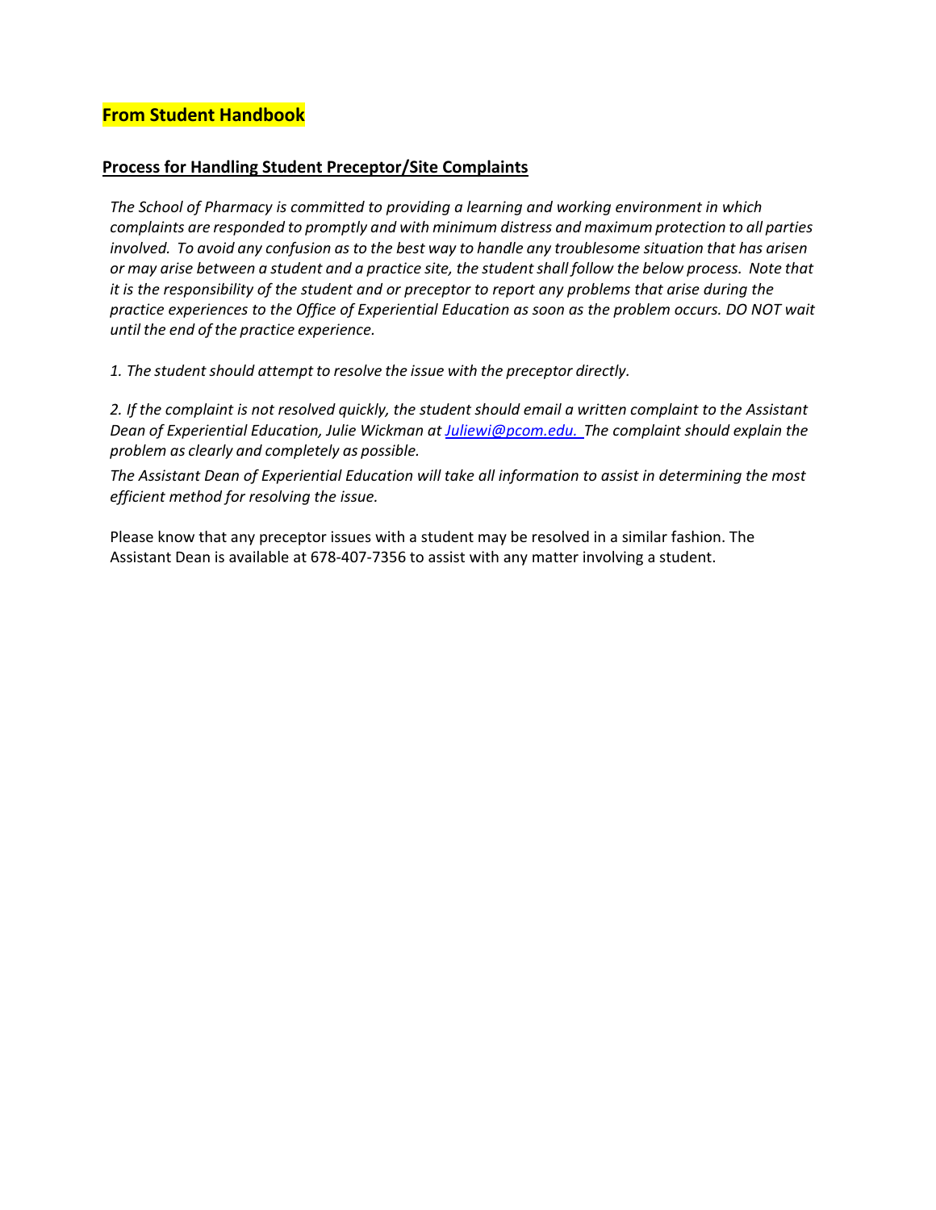**From Student Handbook**

**Process for Handling Student Preceptor/Site Complaints**

*The School of Pharmacy is committed to providing a learning and working environment in which complaints are responded to promptly and with minimum distress and maximum protection to all parties involved. To avoid any confusion as to the best way to handle any troublesome situation that has arisen or may arise between a student and a practice site, the student shall follow the below process. Note that it is the responsibility of the student and or preceptor to report any problems that arise during the practice experiences to the Office of Experiential Education as soon as the problem occurs. DO NOT wait until the end of the practice experience.*

*1. The student should attempt to resolve the issue with the preceptor directly.*

*2. If the complaint is not resolved quickly, the student should email a written complaint to the Assistant Dean of Experiential Education, Julie Wickman at [Juliewi@pcom.edu.](mailto:Juliewi@pcom.edu) The complaint should explain the problem as clearly and completely as possible.*

*The Assistant Dean of Experiential Education will take all information to assist in determining the most efficient method for resolving the issue.*

Please know that any preceptor issues with a student may be resolved in a similar fashion. The Assistant Dean is available at 678-407-7356 to assist with any matter involving a student.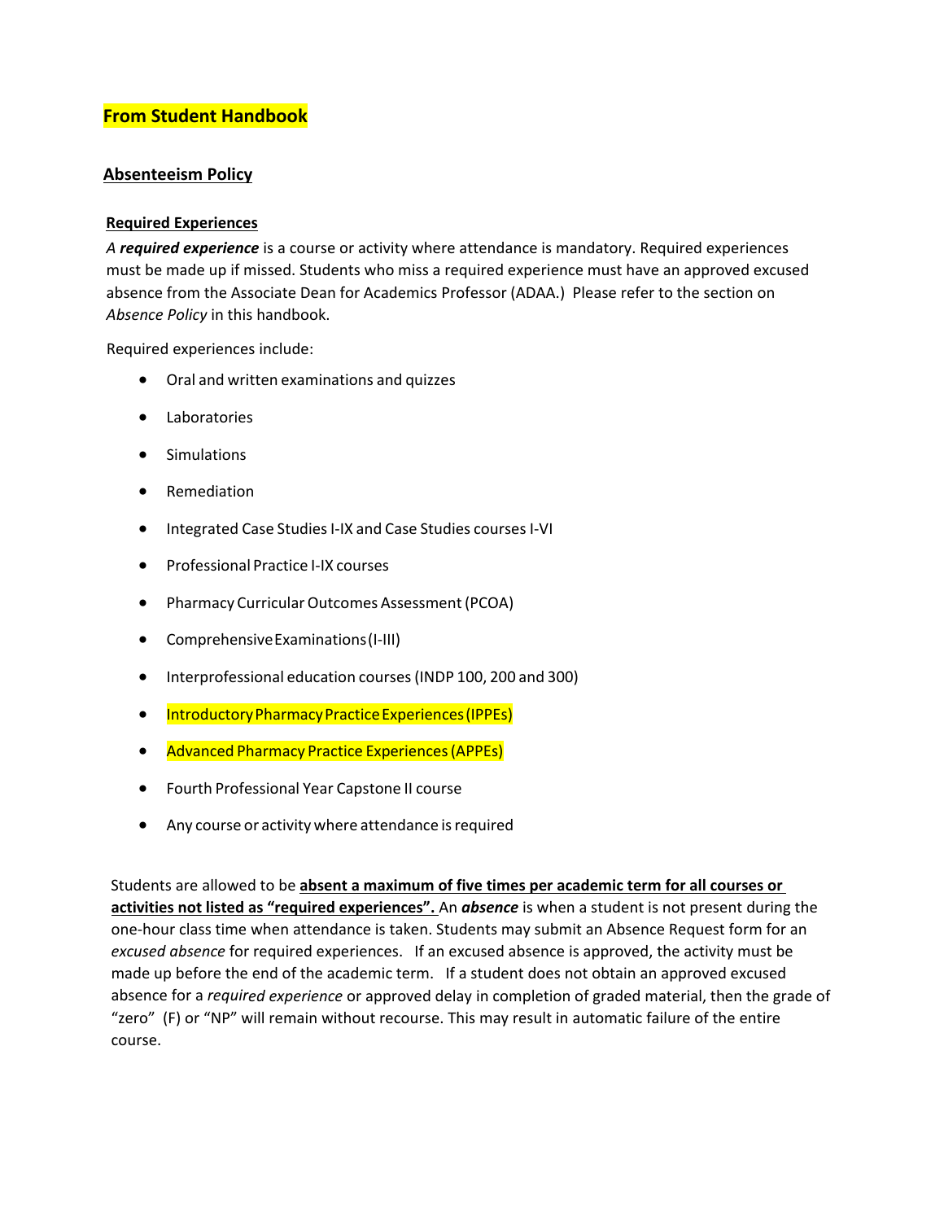**From Student Handbook**

## Absenteeism Policy

### Required Experiences

*A* ***required experience*** is a course or activity where attendance is mandatory. Required experiences must be made up if missed. Students who miss a required experience must have an approved excused absence from the Associate Dean for Academics Professor (ADAA.) Please refer to the section on *Absence Policy* in this handbook.

Required experiences include:

- Oral and written examinations and quizzes
- Laboratories
- Simulations
- Remediation
- Integrated Case Studies I-IX and Case Studies courses I-VI
- Professional Practice I-IX courses
- Pharmacy Curricular Outcomes Assessment (PCOA)
- Comprehensive Examinations (I-III)
- Interprofessional education courses (INDP 100, 200 and 300)
- Introductory Pharmacy Practice Experiences (IPPEs)
- Advanced Pharmacy Practice Experiences (APPEs)
- Fourth Professional Year Capstone II course
- Any course or activity where attendance is required

Students are allowed to be **absent a maximum of five times per academic term for all courses or activities not listed as "required experiences".** An ***absence*** is when a student is not present during the one-hour class time when attendance is taken. Students may submit an Absence Request form for an *excused absence* for required experiences. If an excused absence is approved, the activity must be made up before the end of the academic term. If a student does not obtain an approved excused absence for a *required experience* or approved delay in completion of graded material, then the grade of "zero" (F) or "NP" will remain without recourse. This may result in automatic failure of the entire course.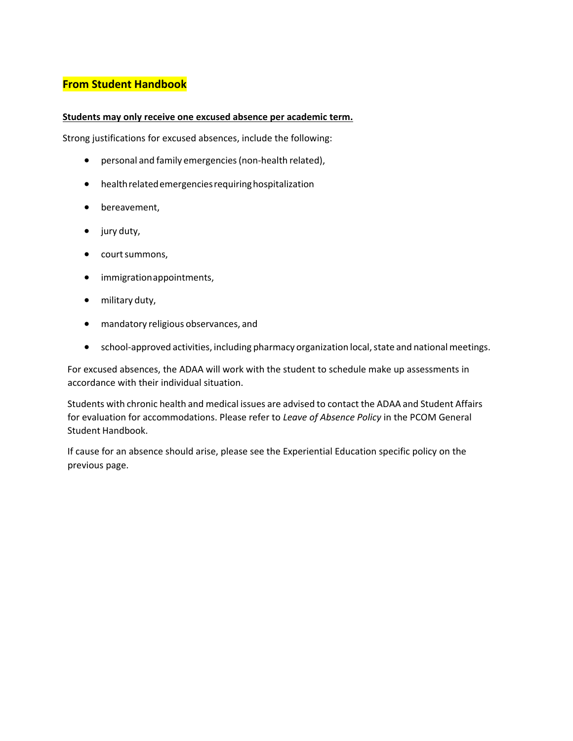**From Student Handbook**

**Students may only receive one excused absence per academic term.**

Strong justifications for excused absences, include the following:

- personal and family emergencies (non-health related),
- health related emergencies requiring hospitalization
- bereavement,
- jury duty,
- court summons,
- immigration appointments,
- military duty,
- mandatory religious observances, and
- school-approved activities, including pharmacy organization local, state and national meetings.

For excused absences, the ADAA will work with the student to schedule make up assessments in accordance with their individual situation.

Students with chronic health and medical issues are advised to contact the ADAA and Student Affairs for evaluation for accommodations. Please refer to *Leave of Absence Policy* in the PCOM General Student Handbook.

If cause for an absence should arise, please see the Experiential Education specific policy on the previous page.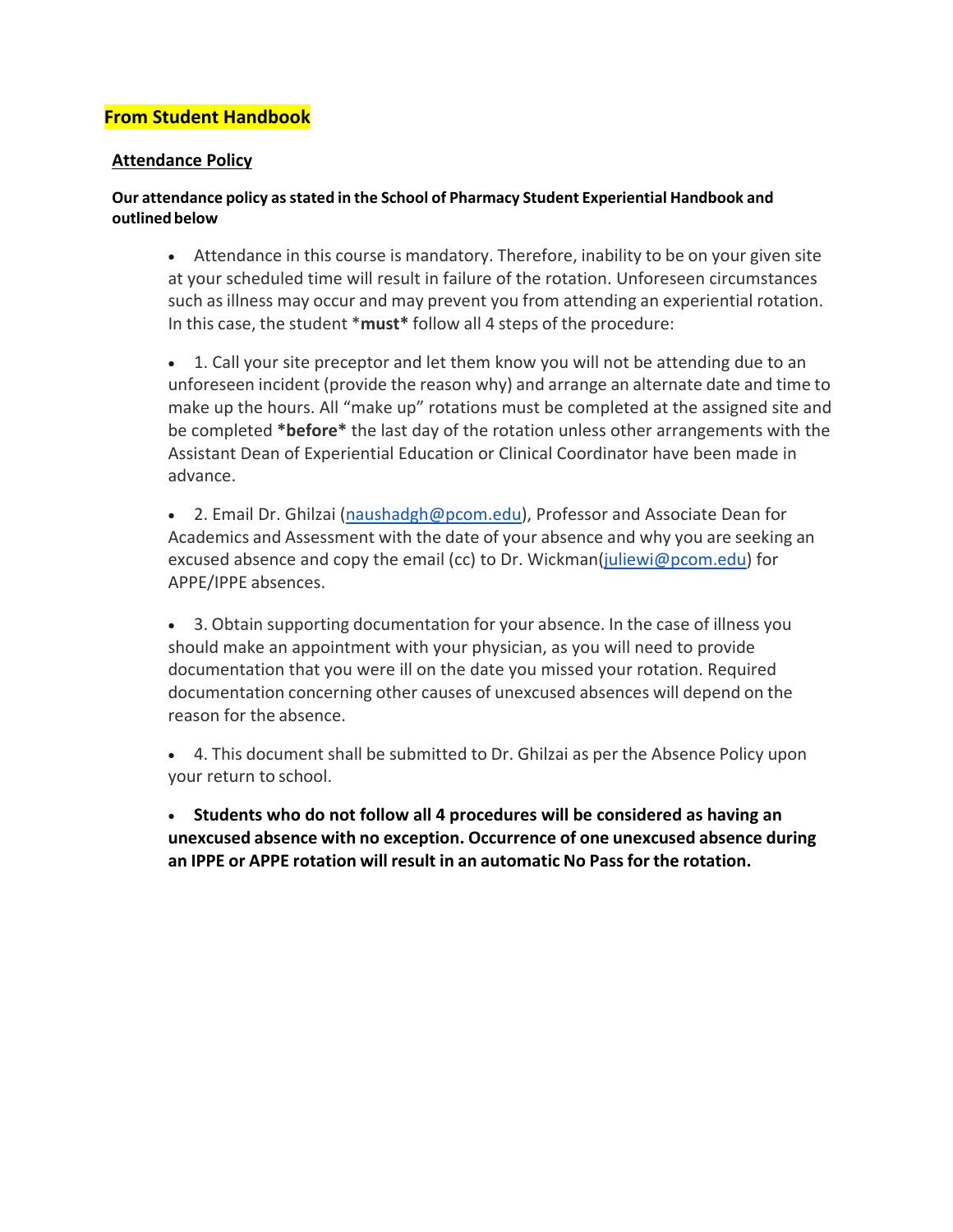**From Student Handbook**

**Attendance Policy**

**Our attendance policy as stated in the School of Pharmacy Student Experiential Handbook and outlined below**

- Attendance in this course is mandatory. Therefore, inability to be on your given site at your scheduled time will result in failure of the rotation. Unforeseen circumstances such as illness may occur and may prevent you from attending an experiential rotation. In this case, the student ***must*** follow all 4 steps of the procedure:

- 1. Call your site preceptor and let them know you will not be attending due to an unforeseen incident (provide the reason why) and arrange an alternate date and time to make up the hours. All "make up" rotations must be completed at the assigned site and be completed ***before*** the last day of the rotation unless other arrangements with the Assistant Dean of Experiential Education or Clinical Coordinator have been made in advance.

- 2. Email Dr. Ghilzai (naushadgh@pcom.edu), Professor and Associate Dean for Academics and Assessment with the date of your absence and why you are seeking an excused absence and copy the email (cc) to Dr. Wickman(juliewi@pcom.edu) for APPE/IPPE absences.

- 3. Obtain supporting documentation for your absence. In the case of illness you should make an appointment with your physician, as you will need to provide documentation that you were ill on the date you missed your rotation. Required documentation concerning other causes of unexcused absences will depend on the reason for the absence.

- 4. This document shall be submitted to Dr. Ghilzai as per the Absence Policy upon your return to school.

- **Students who do not follow all 4 procedures will be considered as having an unexcused absence with no exception. Occurrence of one unexcused absence during an IPPE or APPE rotation will result in an automatic No Pass for the rotation.**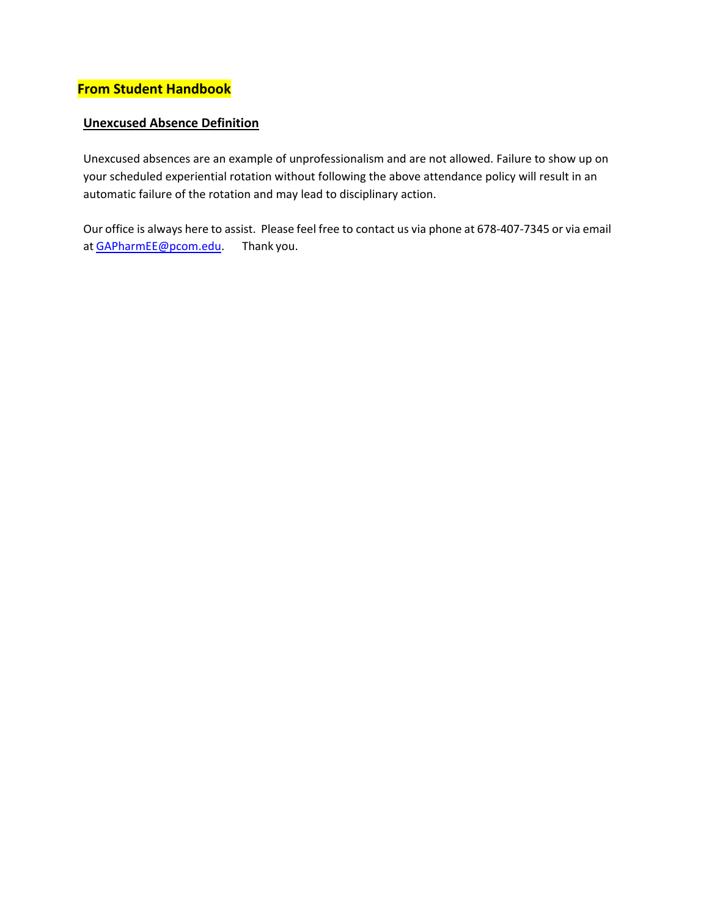## From Student Handbook

### Unexcused Absence Definition

Unexcused absences are an example of unprofessionalism and are not allowed. Failure to show up on your scheduled experiential rotation without following the above attendance policy will result in an automatic failure of the rotation and may lead to disciplinary action.

Our office is always here to assist. Please feel free to contact us via phone at 678-407-7345 or via email at GAPharmEE@pcom.edu. Thank you.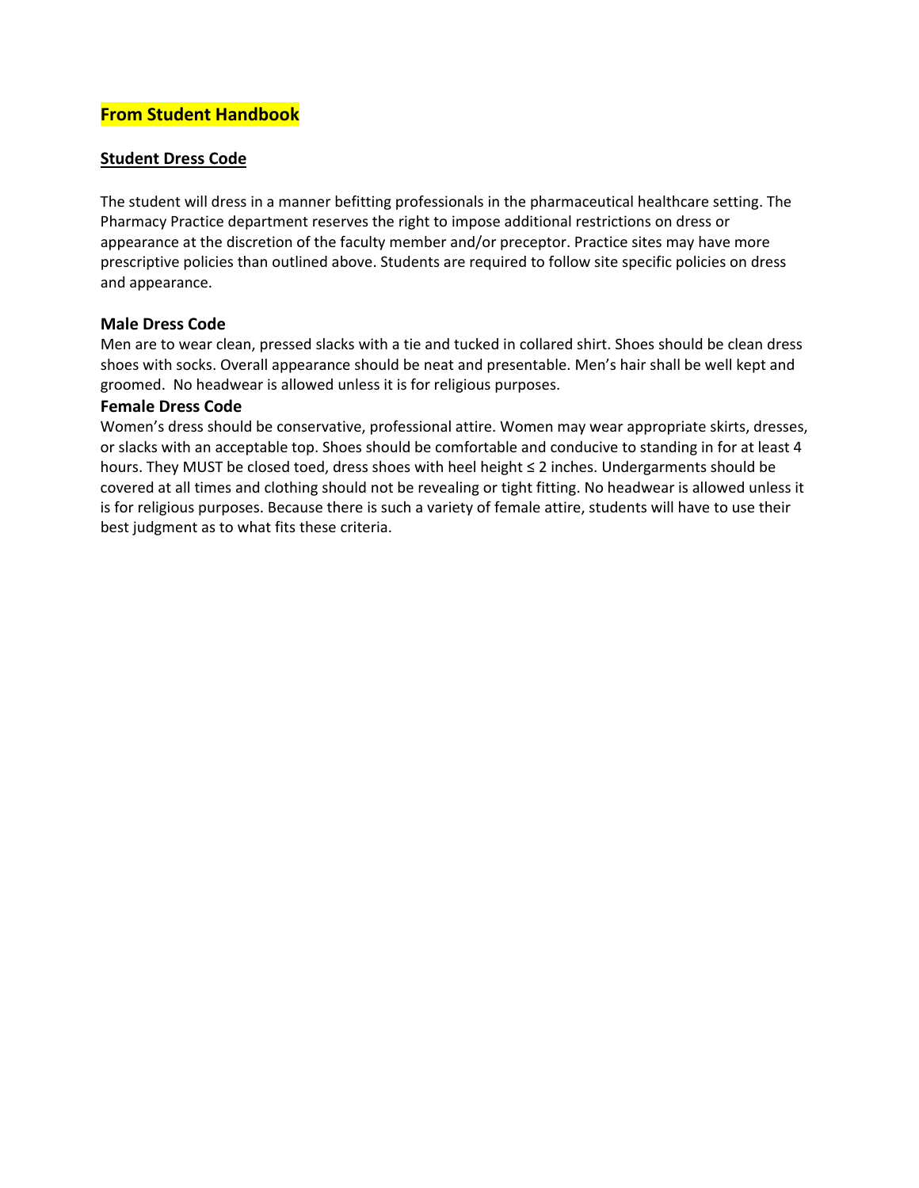**From Student Handbook**

## Student Dress Code

The student will dress in a manner befitting professionals in the pharmaceutical healthcare setting. The Pharmacy Practice department reserves the right to impose additional restrictions on dress or appearance at the discretion of the faculty member and/or preceptor. Practice sites may have more prescriptive policies than outlined above. Students are required to follow site specific policies on dress and appearance.

### Male Dress Code

Men are to wear clean, pressed slacks with a tie and tucked in collared shirt. Shoes should be clean dress shoes with socks. Overall appearance should be neat and presentable. Men's hair shall be well kept and groomed. No headwear is allowed unless it is for religious purposes.

### Female Dress Code

Women's dress should be conservative, professional attire. Women may wear appropriate skirts, dresses, or slacks with an acceptable top. Shoes should be comfortable and conducive to standing in for at least 4 hours. They MUST be closed toed, dress shoes with heel height ≤ 2 inches. Undergarments should be covered at all times and clothing should not be revealing or tight fitting. No headwear is allowed unless it is for religious purposes. Because there is such a variety of female attire, students will have to use their best judgment as to what fits these criteria.